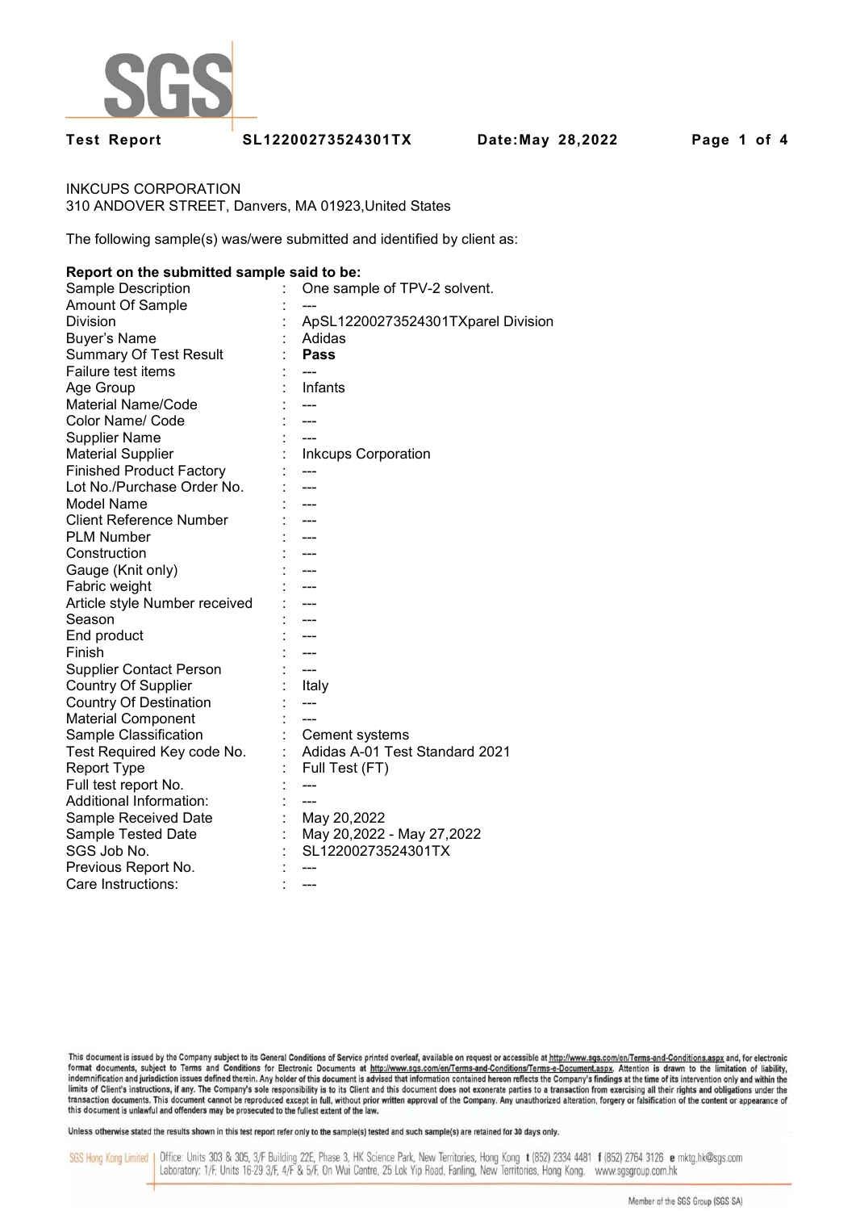Test Report SL12200273524301TX Date:May 28,2022

INKCUPS CORPORATION
310 ANDOVER STREET, Danvers, MA 01923,United States

The following sample(s) was/were submitted and identified by client as:

**Report on the submitted sample said to be:**

| | | |
|---|---|---|
| Sample Description | : | One sample of TPV-2 solvent. |
| Amount Of Sample | : | --- |
| Division | : | ApSL12200273524301TXparel Division |
| Buyer's Name | : | Adidas |
| Summary Of Test Result | : | **Pass** |
| Failure test items | : | --- |
| Age Group | : | Infants |
| Material Name/Code | : | --- |
| Color Name/ Code | : | --- |
| Supplier Name | : | --- |
| Material Supplier | : | Inkcups Corporation |
| Finished Product Factory | : | --- |
| Lot No./Purchase Order No. | : | --- |
| Model Name | : | --- |
| Client Reference Number | : | --- |
| PLM Number | : | --- |
| Construction | : | --- |
| Gauge (Knit only) | : | --- |
| Fabric weight | : | --- |
| Article style Number received | : | --- |
| Season | : | --- |
| End product | : | --- |
| Finish | : | --- |
| Supplier Contact Person | : | --- |
| Country Of Supplier | : | Italy |
| Country Of Destination | : | --- |
| Material Component | : | --- |
| Sample Classification | : | Cement systems |
| Test Required Key code No. | : | Adidas A-01 Test Standard 2021 |
| Report Type | : | Full Test (FT) |
| Full test report No. | : | --- |
| Additional Information: | : | --- |
| Sample Received Date | : | May 20,2022 |
| Sample Tested Date | : | May 20,2022 - May 27,2022 |
| SGS Job No. | : | SL12200273524301TX |
| Previous Report No. | : | --- |
| Care Instructions: | : | --- |

This document is issued by the Company subject to its General Conditions of Service printed overleaf, available on request or accessible at http://www.sgs.com/en/Terms-and-Conditions.aspx and, for electronic format documents, subject to Terms and Conditions for Electronic Documents at http://www.sgs.com/en/Terms-and-Conditions/Terms-e-Document.aspx. Attention is drawn to the limitation of liability, indemnification and jurisdiction issues defined therein. Any holder of this document is advised that information contained hereon reflects the Company's findings at the time of its intervention only and within the limits of Client's instructions, if any. The Company's sole responsibility is to its Client and this document does not exonerate parties to a transaction from exercising all their rights and obligations under the transaction documents. This document cannot be reproduced except in full, without prior written approval of the Company. Any unauthorized alteration, forgery or falsification of the content or appearance of this document is unlawful and offenders may be prosecuted to the fullest extent of the law.

Unless otherwise stated the results shown in this test report refer only to the sample(s) tested and such sample(s) are retained for 30 days only.

SGS Hong Kong Limited | Office: Units 303 & 305, 3/F Building 22E, Phase 3, HK Science Park, New Territories, Hong Kong t (852) 2334 4481 f (852) 2764 3126 e mktg.hk@sgs.com
Laboratory: 1/F, Units 16-29 3/F, 4/F & 5/F, On Wui Centre, 25 Lok Yip Road, Fanling, New Territories, Hong Kong. www.sgsgroup.com.hk

Member of the SGS Group (SGS SA)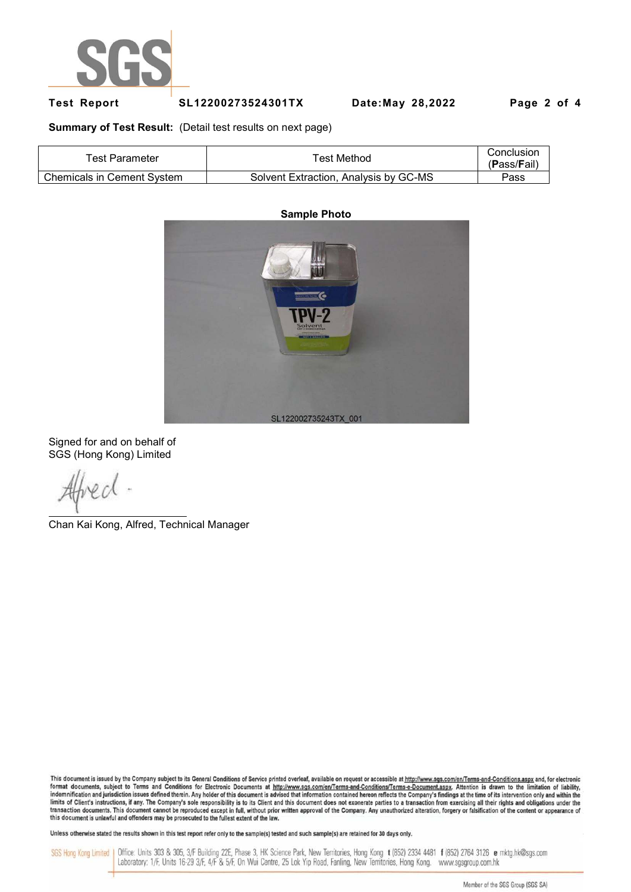**Summary of Test Result:** (Detail test results on next page)

| Test Parameter | Test Method | Conclusion (**P**ass/**F**ail) |
|---|---|---|
| Chemicals in Cement System | Solvent Extraction, Analysis by GC-MS | Pass |

**Sample Photo**

SL122002735243TX_001

Signed for and on behalf of
SGS (Hong Kong) Limited

Chan Kai Kong, Alfred, Technical Manager

This document is issued by the Company subject to its General Conditions of Service printed overleaf, available on request or accessible at http://www.sgs.com/en/Terms-and-Conditions.aspx and, for electronic format documents, subject to Terms and Conditions for Electronic Documents at http://www.sgs.com/en/Terms-and-Conditions/Terms-e-Document.aspx. Attention is drawn to the limitation of liability, indemnification and jurisdiction issues defined therein. Any holder of this document is advised that information contained hereon reflects the Company's findings at the time of its intervention only and within the limits of Client's instructions, if any. The Company's sole responsibility is to its Client and this document does not exonerate parties to a transaction from exercising all their rights and obligations under the transaction documents. This document cannot be reproduced except in full, without prior written approval of the Company. Any unauthorized alteration, forgery or falsification of the content or appearance of this document is unlawful and offenders may be prosecuted to the fullest extent of the law.

Unless otherwise stated the results shown in this test report refer only to the sample(s) tested and such sample(s) are retained for 30 days only.

SGS Hong Kong Limited | Office: Units 303 & 305, 3/F Building 22E, Phase 3, HK Science Park, New Territories, Hong Kong t (852) 2334 4481 f (852) 2764 3126 e mktg.hk@sgs.com
Laboratory: 1/F, Units 16-29 3/F, 4/F & 5/F, On Wui Centre, 25 Lok Yip Road, Fanling, New Territories, Hong Kong. www.sgsgroup.com.hk

Member of the SGS Group (SGS SA)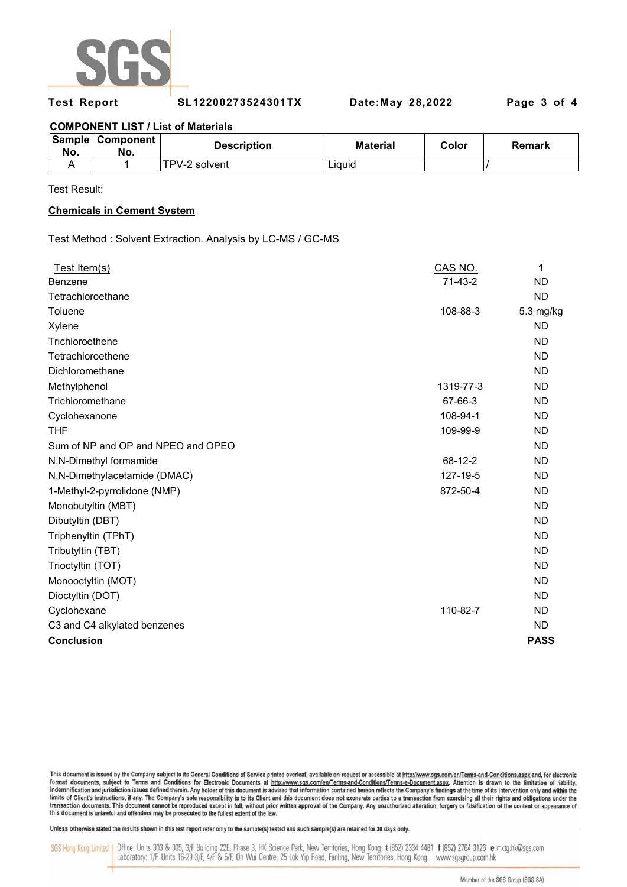**COMPONENT LIST / List of Materials**

| Sample No. | Component No. | Description | Material | Color | Remark |
|---|---|---|---|---|---|
| A | 1 | TPV-2 solvent | Liquid | | / |

Test Result:

**Chemicals in Cement System**

Test Method : Solvent Extraction. Analysis by LC-MS / GC-MS

| Test Item(s) | CAS NO. | 1 |
|---|---|---|
| Benzene | 71-43-2 | ND |
| Tetrachloroethane | | ND |
| Toluene | 108-88-3 | 5.3 mg/kg |
| Xylene | | ND |
| Trichloroethene | | ND |
| Tetrachloroethene | | ND |
| Dichloromethane | | ND |
| Methylphenol | 1319-77-3 | ND |
| Trichloromethane | 67-66-3 | ND |
| Cyclohexanone | 108-94-1 | ND |
| THF | 109-99-9 | ND |
| Sum of NP and OP and NPEO and OPEO | | ND |
| N,N-Dimethyl formamide | 68-12-2 | ND |
| N,N-Dimethylacetamide (DMAC) | 127-19-5 | ND |
| 1-Methyl-2-pyrrolidone (NMP) | 872-50-4 | ND |
| Monobutyltin (MBT) | | ND |
| Dibutyltin (DBT) | | ND |
| Triphenyltin (TPhT) | | ND |
| Tributyltin (TBT) | | ND |
| Trioctyltin (TOT) | | ND |
| Monooctyltin (MOT) | | ND |
| Dioctyltin (DOT) | | ND |
| Cyclohexane | 110-82-7 | ND |
| C3 and C4 alkylated benzenes | | ND |
| **Conclusion** | | **PASS** |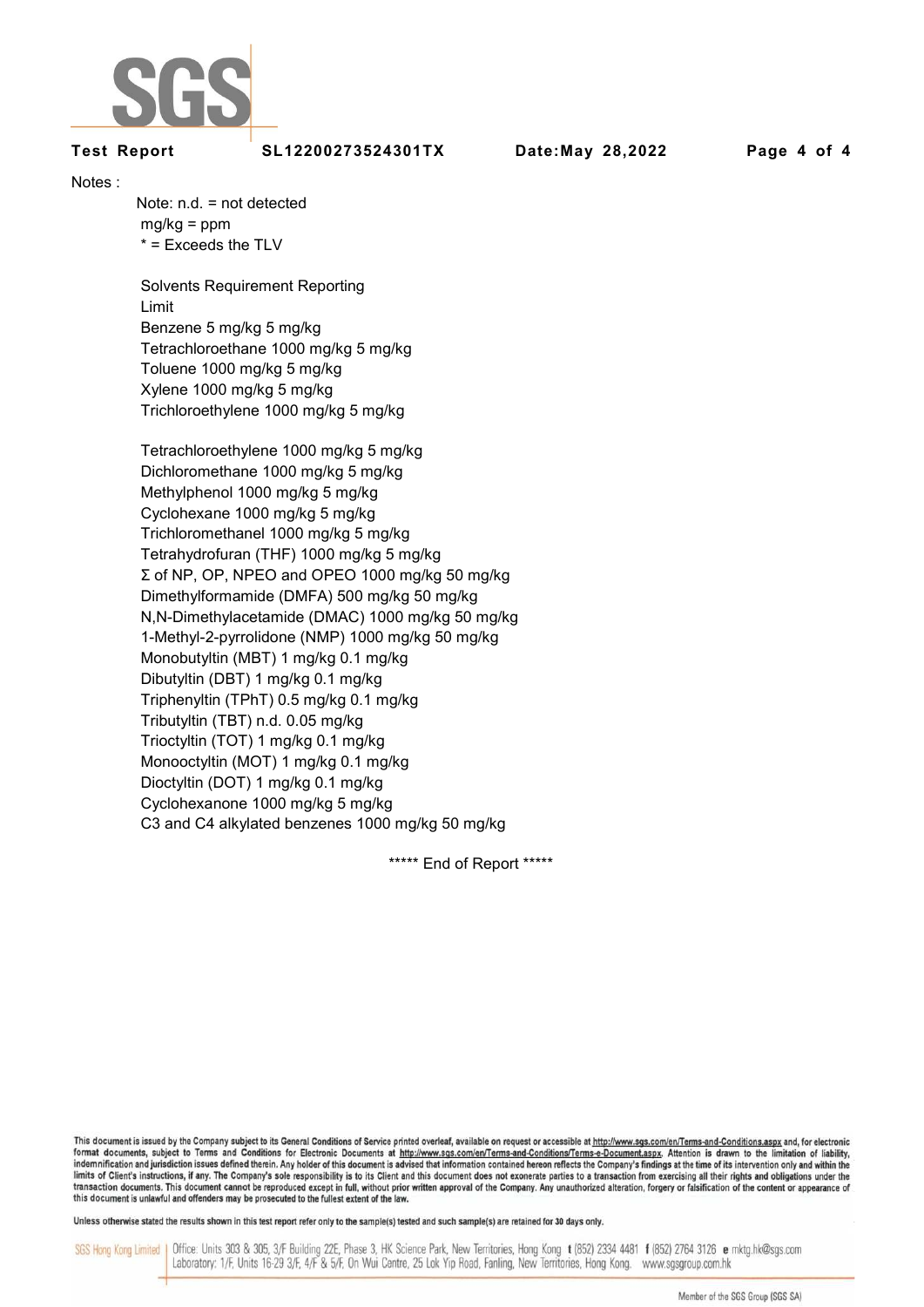Notes :

Note: n.d. = not detected

mg/kg = ppm

* = Exceeds the TLV

Solvents Requirement Reporting
Limit

Benzene 5 mg/kg 5 mg/kg
Tetrachloroethane 1000 mg/kg 5 mg/kg
Toluene 1000 mg/kg 5 mg/kg
Xylene 1000 mg/kg 5 mg/kg
Trichloroethylene 1000 mg/kg 5 mg/kg

Tetrachloroethylene 1000 mg/kg 5 mg/kg
Dichloromethane 1000 mg/kg 5 mg/kg
Methylphenol 1000 mg/kg 5 mg/kg
Cyclohexane 1000 mg/kg 5 mg/kg
Trichloromethanel 1000 mg/kg 5 mg/kg
Tetrahydrofuran (THF) 1000 mg/kg 5 mg/kg
Σ of NP, OP, NPEO and OPEO 1000 mg/kg 50 mg/kg
Dimethylformamide (DMFA) 500 mg/kg 50 mg/kg
N,N-Dimethylacetamide (DMAC) 1000 mg/kg 50 mg/kg
1-Methyl-2-pyrrolidone (NMP) 1000 mg/kg 50 mg/kg
Monobutyltin (MBT) 1 mg/kg 0.1 mg/kg
Dibutyltin (DBT) 1 mg/kg 0.1 mg/kg
Triphenyltin (TPhT) 0.5 mg/kg 0.1 mg/kg
Tributyltin (TBT) n.d. 0.05 mg/kg
Trioctyltin (TOT) 1 mg/kg 0.1 mg/kg
Monooctyltin (MOT) 1 mg/kg 0.1 mg/kg
Dioctyltin (DOT) 1 mg/kg 0.1 mg/kg
Cyclohexanone 1000 mg/kg 5 mg/kg
C3 and C4 alkylated benzenes 1000 mg/kg 50 mg/kg

***** End of Report *****